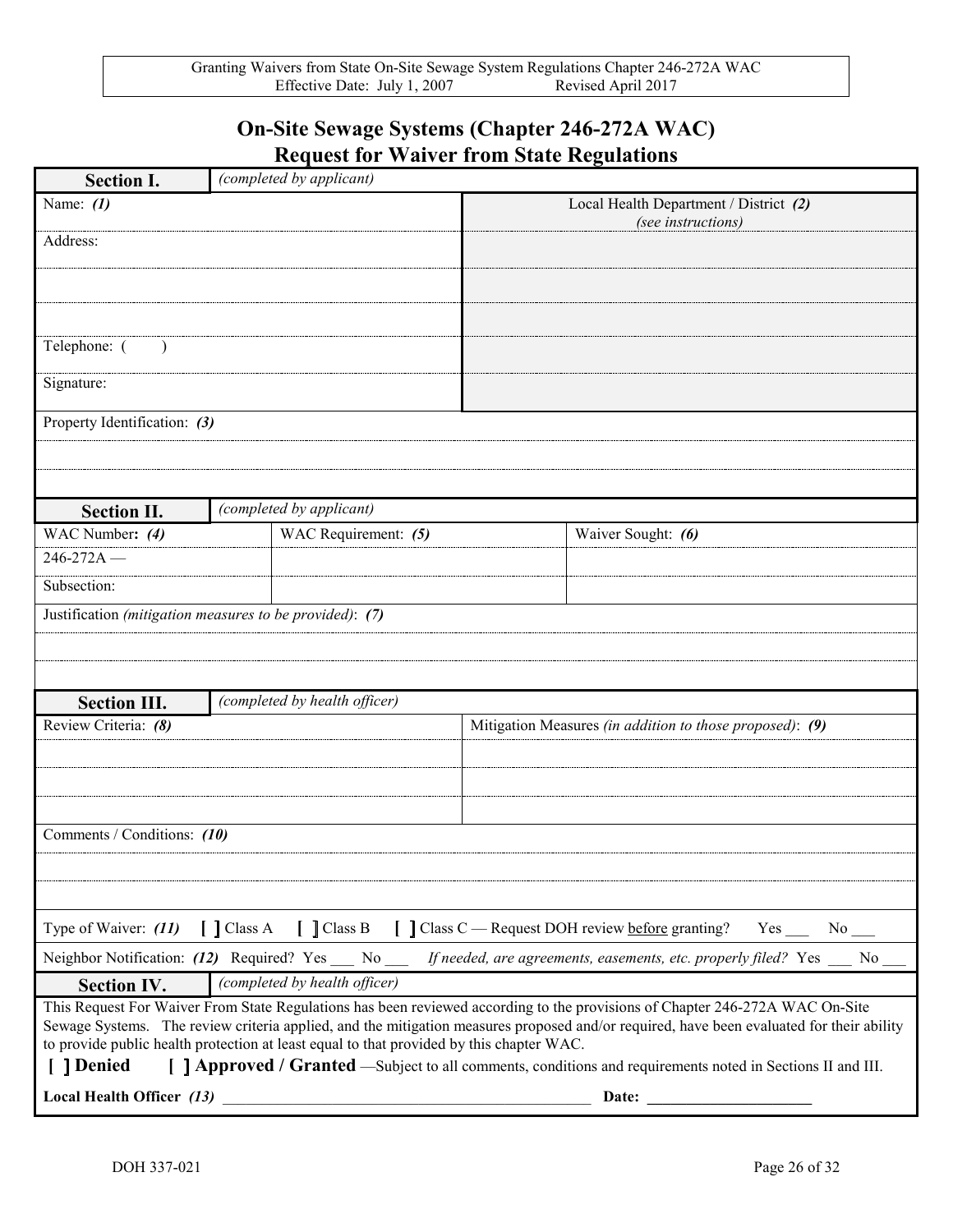# On-Site Sewage Systems (Chapter 246-272A WAC)
# Request for Waiver from State Regulations

| **Section I.** | *(completed by applicant)* |
|---|---|
| Name: ***(1)*** | Local Health Department / District ***(2)*** *(see instructions)* |
| Address: | |
| | |
| | |
| Telephone: ( ) | |
| Signature: | |
| Property Identification: ***(3)*** | |
| | |
| | |

| **Section II.** | *(completed by applicant)* | |
|---|---|---|
| WAC Number: ***(4)*** | WAC Requirement: ***(5)*** | Waiver Sought: ***(6)*** |
| 246-272A — | | |
| Subsection: | | |
| Justification *(mitigation measures to be provided)*: ***(7)*** | | |
| | | |
| | | |

| **Section III.** | *(completed by health officer)* |
|---|---|
| Review Criteria: ***(8)*** | Mitigation Measures *(in addition to those proposed)*: ***(9)*** |
| | |
| | |
| | |
| Comments / Conditions: ***(10)*** | |
| | |
| | |
| Type of Waiver: ***(11)*** [ ] Class A [ ] Class B [ ] Class C — Request DOH review <u>before</u> granting? Yes ___ No ___ | |
| Neighbor Notification: ***(12)*** Required? Yes ___ No ___ *If needed, are agreements, easements, etc. properly filed?* Yes ___ No ___ | |

| **Section IV.** | *(completed by health officer)* |
|---|---|

This Request For Waiver From State Regulations has been reviewed according to the provisions of Chapter 246-272A WAC On-Site Sewage Systems. The review criteria applied, and the mitigation measures proposed and/or required, have been evaluated for their ability to provide public health protection at least equal to that provided by this chapter WAC.

**[ ] Denied** **[ ] Approved / Granted** —Subject to all comments, conditions and requirements noted in Sections II and III.

**Local Health Officer *(13)*** ________________________________________ **Date:** ____________________

DOH 337-021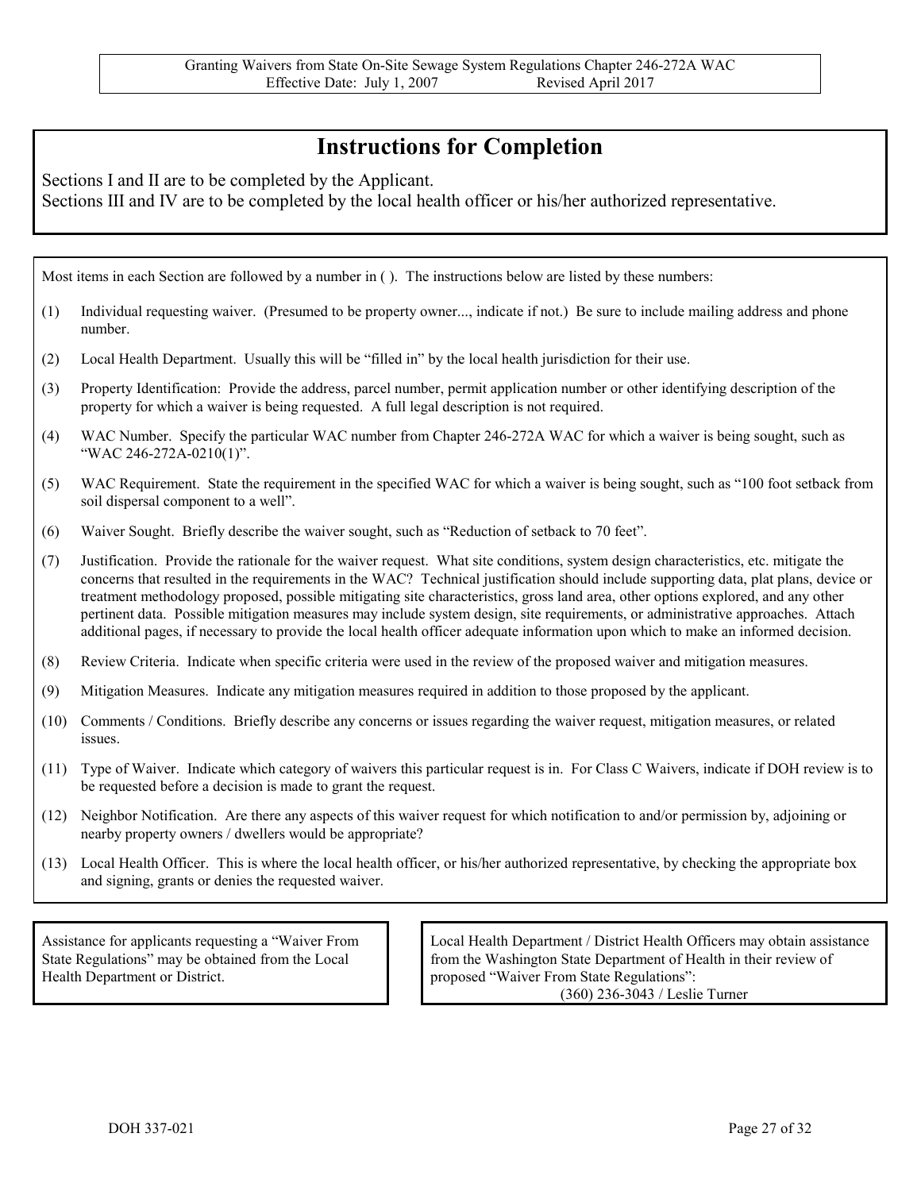# Instructions for Completion

Sections I and II are to be completed by the Applicant.
Sections III and IV are to be completed by the local health officer or his/her authorized representative.

Most items in each Section are followed by a number in ( ). The instructions below are listed by these numbers:

(1) Individual requesting waiver. (Presumed to be property owner..., indicate if not.) Be sure to include mailing address and phone number.

(2) Local Health Department. Usually this will be "filled in" by the local health jurisdiction for their use.

(3) Property Identification: Provide the address, parcel number, permit application number or other identifying description of the property for which a waiver is being requested. A full legal description is not required.

(4) WAC Number. Specify the particular WAC number from Chapter 246-272A WAC for which a waiver is being sought, such as "WAC 246-272A-0210(1)".

(5) WAC Requirement. State the requirement in the specified WAC for which a waiver is being sought, such as "100 foot setback from soil dispersal component to a well".

(6) Waiver Sought. Briefly describe the waiver sought, such as "Reduction of setback to 70 feet".

(7) Justification. Provide the rationale for the waiver request. What site conditions, system design characteristics, etc. mitigate the concerns that resulted in the requirements in the WAC? Technical justification should include supporting data, plat plans, device or treatment methodology proposed, possible mitigating site characteristics, gross land area, other options explored, and any other pertinent data. Possible mitigation measures may include system design, site requirements, or administrative approaches. Attach additional pages, if necessary to provide the local health officer adequate information upon which to make an informed decision.

(8) Review Criteria. Indicate when specific criteria were used in the review of the proposed waiver and mitigation measures.

(9) Mitigation Measures. Indicate any mitigation measures required in addition to those proposed by the applicant.

(10) Comments / Conditions. Briefly describe any concerns or issues regarding the waiver request, mitigation measures, or related issues.

(11) Type of Waiver. Indicate which category of waivers this particular request is in. For Class C Waivers, indicate if DOH review is to be requested before a decision is made to grant the request.

(12) Neighbor Notification. Are there any aspects of this waiver request for which notification to and/or permission by, adjoining or nearby property owners / dwellers would be appropriate?

(13) Local Health Officer. This is where the local health officer, or his/her authorized representative, by checking the appropriate box and signing, grants or denies the requested waiver.

Assistance for applicants requesting a "Waiver From State Regulations" may be obtained from the Local Health Department or District.

Local Health Department / District Health Officers may obtain assistance from the Washington State Department of Health in their review of proposed "Waiver From State Regulations":
(360) 236-3043 / Leslie Turner